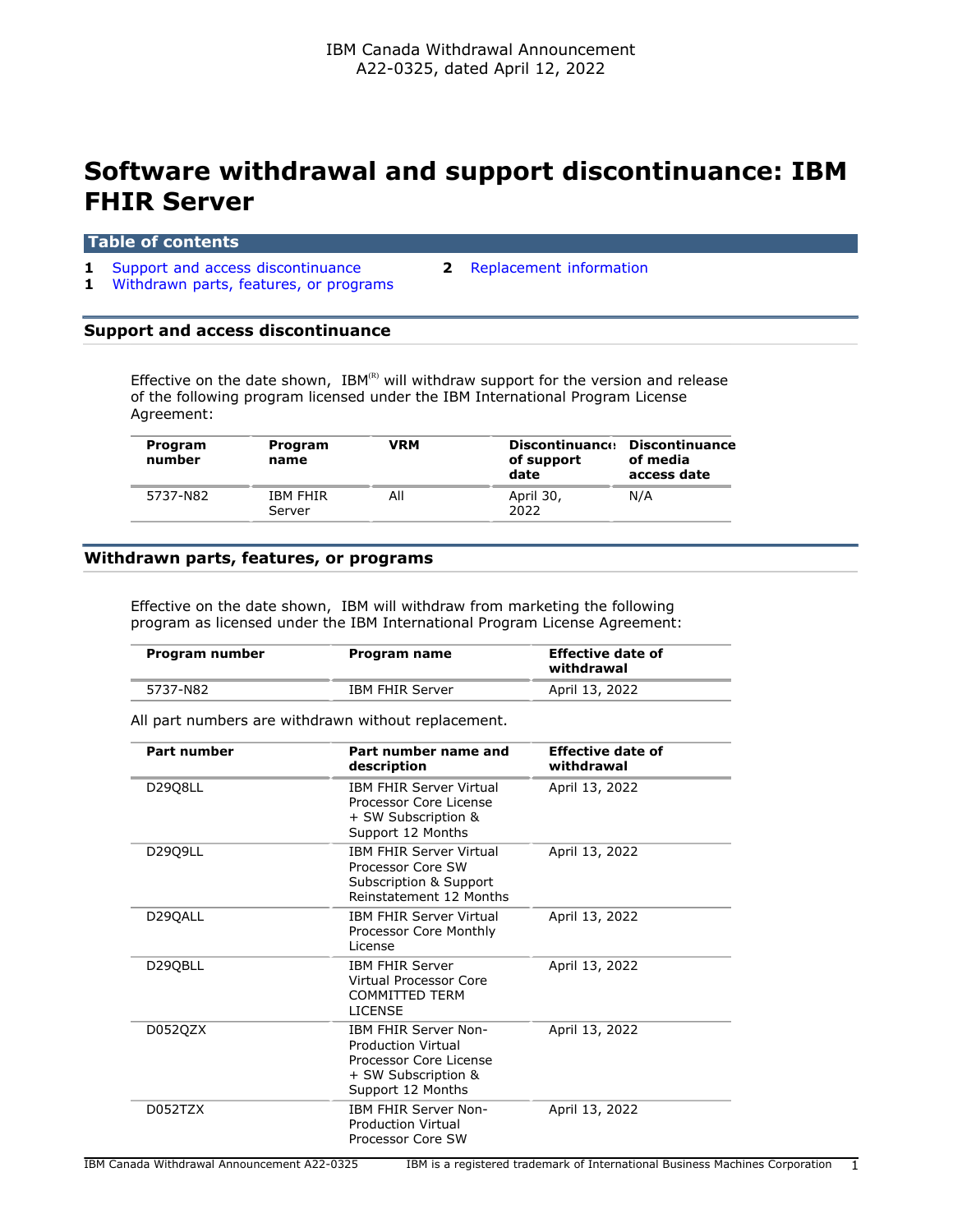IBM Canada Withdrawal Announcement
A22-0325, dated April 12, 2022

# Software withdrawal and support discontinuance: IBM FHIR Server

## Table of contents

1 Support and access discontinuance
1 Withdrawn parts, features, or programs
2 Replacement information

## Support and access discontinuance

Effective on the date shown, IBM[(R)] will withdraw support for the version and release of the following program licensed under the IBM International Program License Agreement:

| Program number | Program name | VRM | Discontinuance of support date | Discontinuance of media access date |
|---|---|---|---|---|
| 5737-N82 | IBM FHIR Server | All | April 30, 2022 | N/A |

## Withdrawn parts, features, or programs

Effective on the date shown, IBM will withdraw from marketing the following program as licensed under the IBM International Program License Agreement:

| Program number | Program name | Effective date of withdrawal |
|---|---|---|
| 5737-N82 | IBM FHIR Server | April 13, 2022 |

All part numbers are withdrawn without replacement.

| Part number | Part number name and description | Effective date of withdrawal |
|---|---|---|
| D29Q8LL | IBM FHIR Server Virtual Processor Core License + SW Subscription & Support 12 Months | April 13, 2022 |
| D29Q9LL | IBM FHIR Server Virtual Processor Core SW Subscription & Support Reinstatement 12 Months | April 13, 2022 |
| D29QALL | IBM FHIR Server Virtual Processor Core Monthly License | April 13, 2022 |
| D29QBLL | IBM FHIR Server Virtual Processor Core COMMITTED TERM LICENSE | April 13, 2022 |
| D052QZX | IBM FHIR Server Non-Production Virtual Processor Core License + SW Subscription & Support 12 Months | April 13, 2022 |
| D052TZX | IBM FHIR Server Non-Production Virtual Processor Core SW | April 13, 2022 |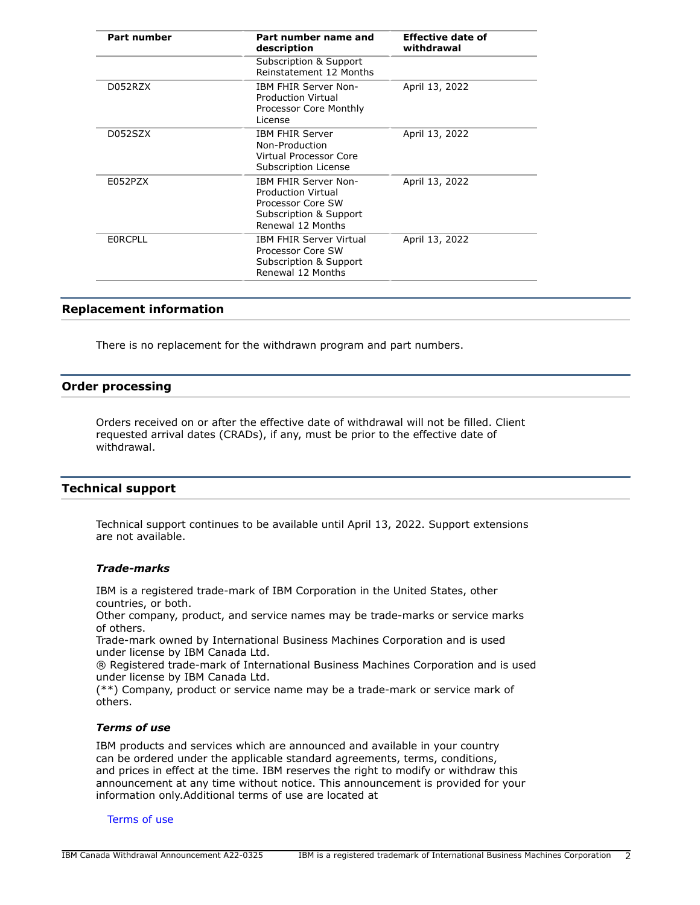| Part number | Part number name and description | Effective date of withdrawal |
| --- | --- | --- |
| | Subscription & Support Reinstatement 12 Months | |
| D052RZX | IBM FHIR Server Non-Production Virtual Processor Core Monthly License | April 13, 2022 |
| D052SZX | IBM FHIR Server Non-Production Virtual Processor Core Subscription License | April 13, 2022 |
| E052PZX | IBM FHIR Server Non-Production Virtual Processor Core SW Subscription & Support Renewal 12 Months | April 13, 2022 |
| E0RCPLL | IBM FHIR Server Virtual Processor Core SW Subscription & Support Renewal 12 Months | April 13, 2022 |

## Replacement information

There is no replacement for the withdrawn program and part numbers.

## Order processing

Orders received on or after the effective date of withdrawal will not be filled. Client requested arrival dates (CRADs), if any, must be prior to the effective date of withdrawal.

## Technical support

Technical support continues to be available until April 13, 2022. Support extensions are not available.

### *Trade-marks*

IBM is a registered trade-mark of IBM Corporation in the United States, other countries, or both.
Other company, product, and service names may be trade-marks or service marks of others.
Trade-mark owned by International Business Machines Corporation and is used under license by IBM Canada Ltd.
® Registered trade-mark of International Business Machines Corporation and is used under license by IBM Canada Ltd.
(**) Company, product or service name may be a trade-mark or service mark of others.

### *Terms of use*

IBM products and services which are announced and available in your country can be ordered under the applicable standard agreements, terms, conditions, and prices in effect at the time. IBM reserves the right to modify or withdraw this announcement at any time without notice. This announcement is provided for your information only.Additional terms of use are located at

Terms of use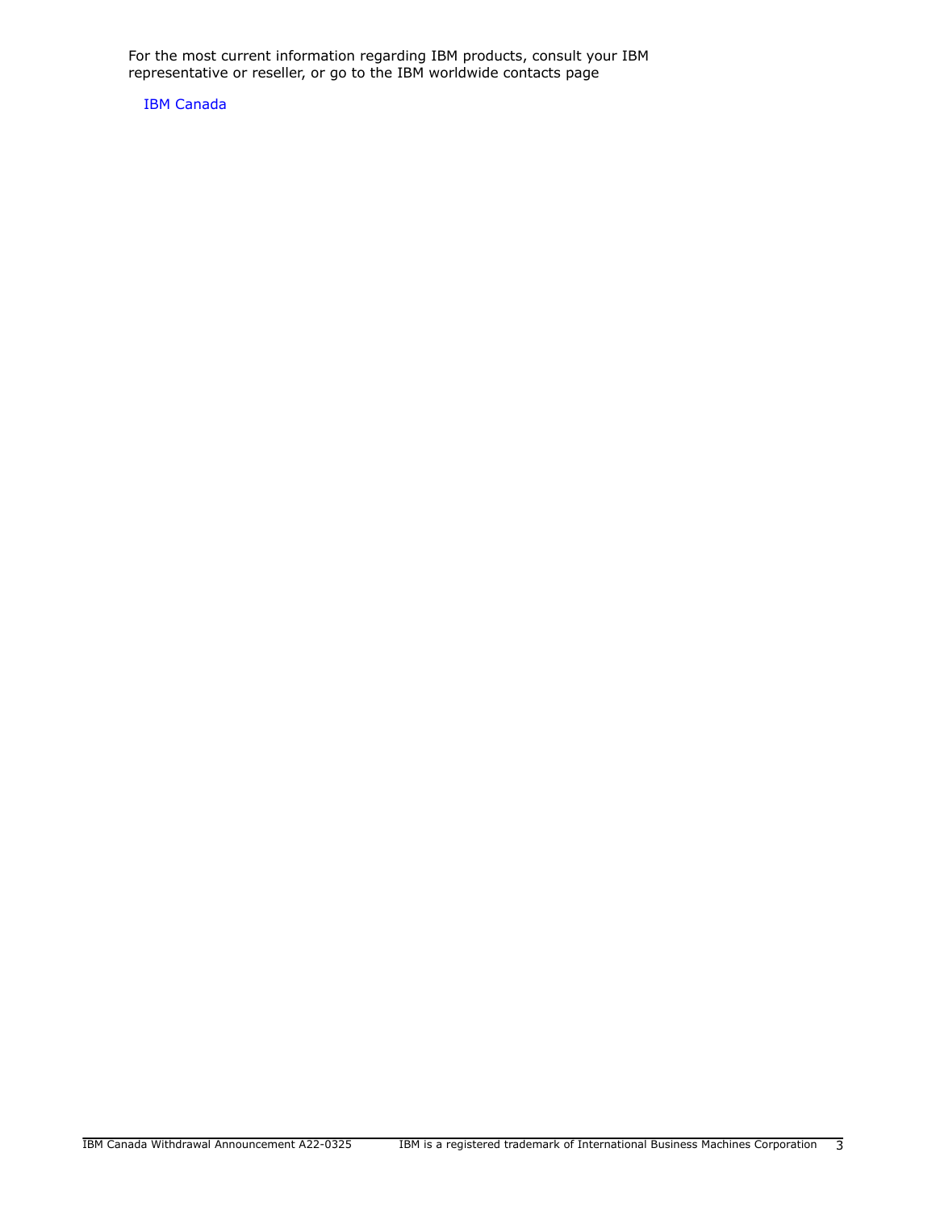For the most current information regarding IBM products, consult your IBM representative or reseller, or go to the IBM worldwide contacts page

IBM Canada